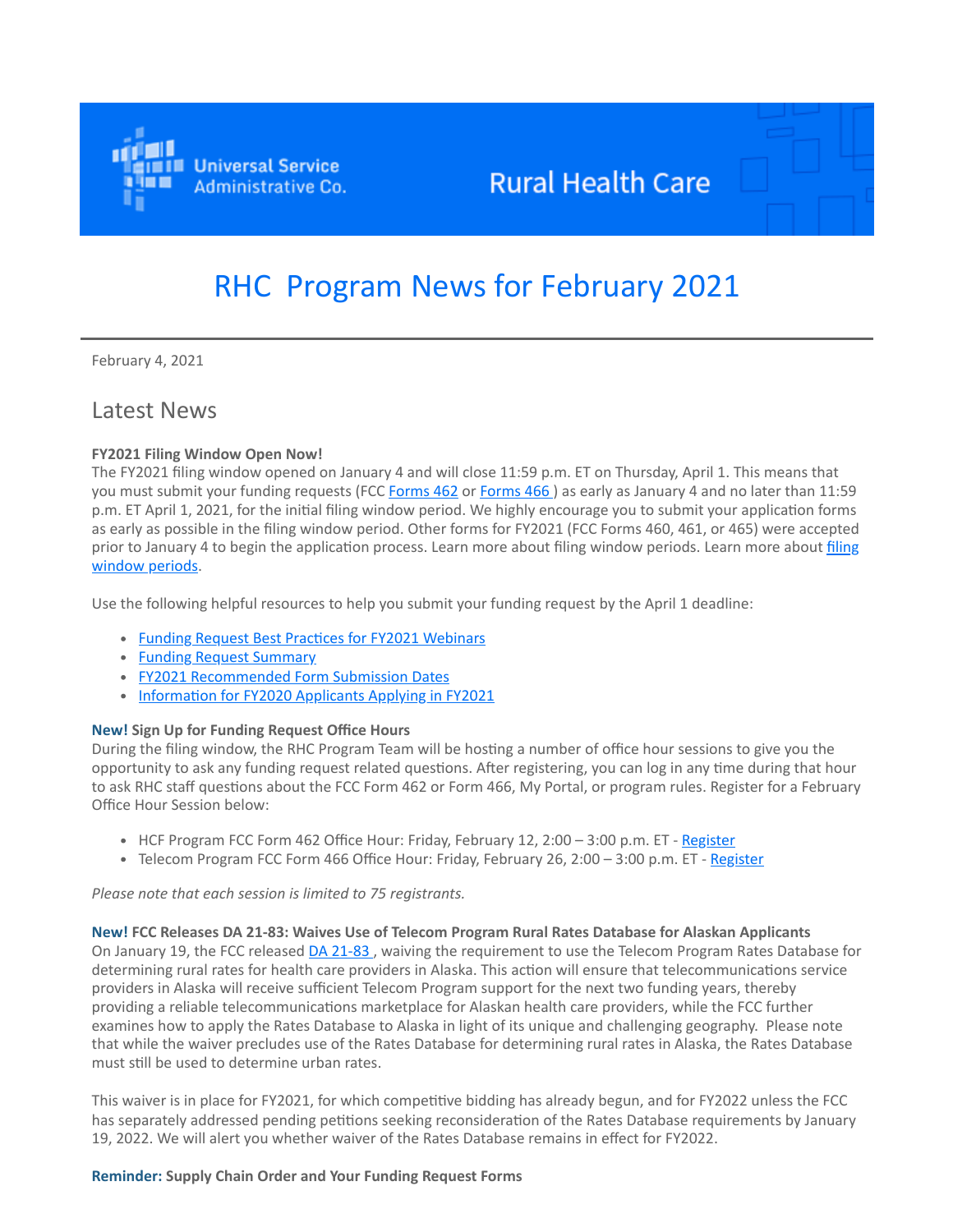Universal Service Administrative Co.

Rural Health Care

# RHC Program News for February 2021

February 4, 2021

## Latest News

**FY2021 Filing Window Open Now!**
The FY2021 filing window opened on January 4 and will close 11:59 p.m. ET on Thursday, April 1. This means that you must submit your funding requests (FCC Forms 462 or Forms 466) as early as January 4 and no later than 11:59 p.m. ET April 1, 2021, for the initial filing window period. We highly encourage you to submit your application forms as early as possible in the filing window period. Other forms for FY2021 (FCC Forms 460, 461, or 465) were accepted prior to January 4 to begin the application process. Learn more about filing window periods. Learn more about filing window periods.

Use the following helpful resources to help you submit your funding request by the April 1 deadline:

- Funding Request Best Practices for FY2021 Webinars
- Funding Request Summary
- FY2021 Recommended Form Submission Dates
- Information for FY2020 Applicants Applying in FY2021

**New! Sign Up for Funding Request Office Hours**
During the filing window, the RHC Program Team will be hosting a number of office hour sessions to give you the opportunity to ask any funding request related questions. After registering, you can log in any time during that hour to ask RHC staff questions about the FCC Form 462 or Form 466, My Portal, or program rules. Register for a February Office Hour Session below:

- HCF Program FCC Form 462 Office Hour: Friday, February 12, 2:00 – 3:00 p.m. ET - Register
- Telecom Program FCC Form 466 Office Hour: Friday, February 26, 2:00 – 3:00 p.m. ET - Register

*Please note that each session is limited to 75 registrants.*

**New! FCC Releases DA 21-83: Waives Use of Telecom Program Rural Rates Database for Alaskan Applicants**
On January 19, the FCC released DA 21-83, waiving the requirement to use the Telecom Program Rates Database for determining rural rates for health care providers in Alaska. This action will ensure that telecommunications service providers in Alaska will receive sufficient Telecom Program support for the next two funding years, thereby providing a reliable telecommunications marketplace for Alaskan health care providers, while the FCC further examines how to apply the Rates Database to Alaska in light of its unique and challenging geography. Please note that while the waiver precludes use of the Rates Database for determining rural rates in Alaska, the Rates Database must still be used to determine urban rates.

This waiver is in place for FY2021, for which competitive bidding has already begun, and for FY2022 unless the FCC has separately addressed pending petitions seeking reconsideration of the Rates Database requirements by January 19, 2022. We will alert you whether waiver of the Rates Database remains in effect for FY2022.

**Reminder: Supply Chain Order and Your Funding Request Forms**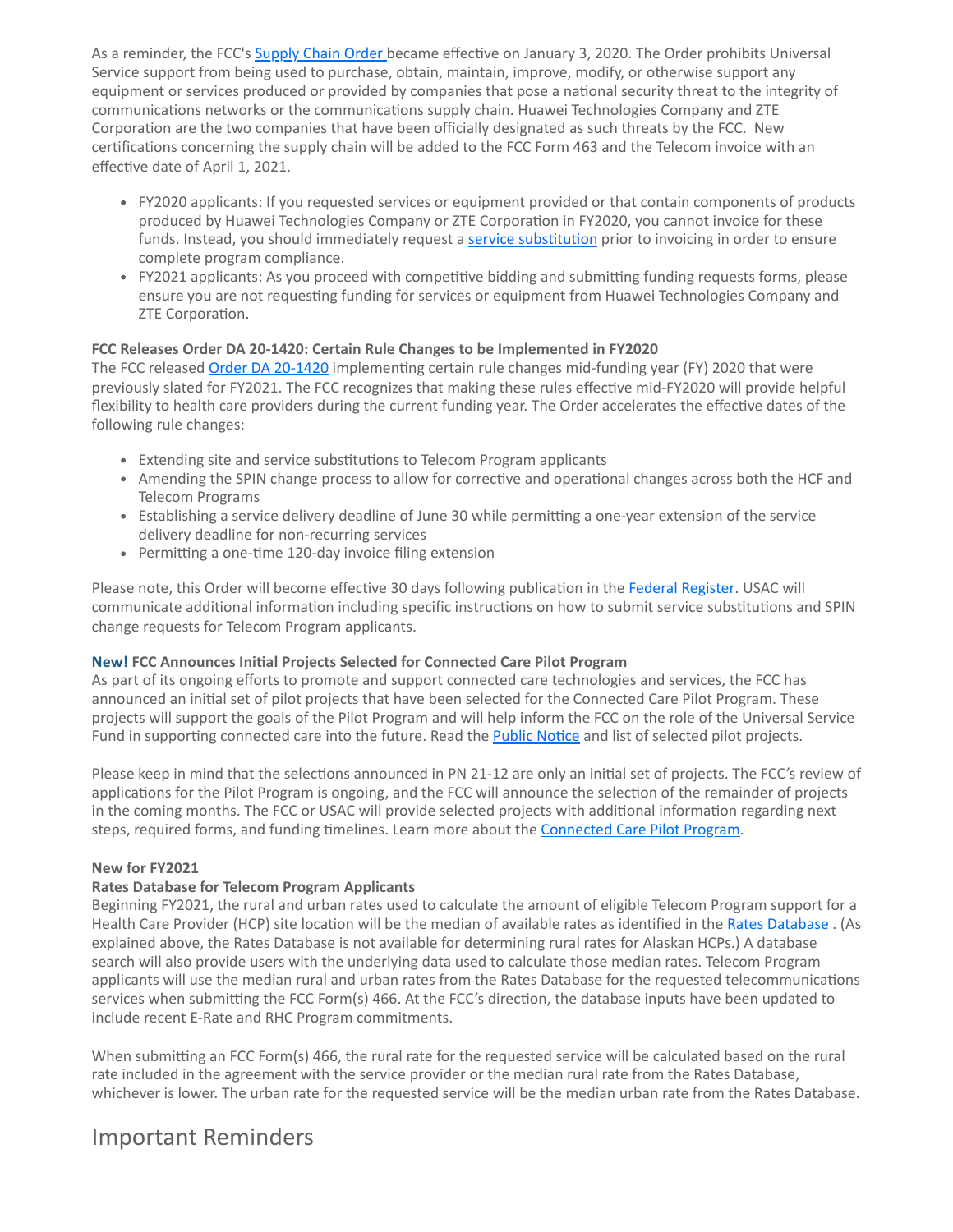As a reminder, the FCC's Supply Chain Order became effective on January 3, 2020. The Order prohibits Universal Service support from being used to purchase, obtain, maintain, improve, modify, or otherwise support any equipment or services produced or provided by companies that pose a national security threat to the integrity of communications networks or the communications supply chain. Huawei Technologies Company and ZTE Corporation are the two companies that have been officially designated as such threats by the FCC. New certifications concerning the supply chain will be added to the FCC Form 463 and the Telecom invoice with an effective date of April 1, 2021.

- FY2020 applicants: If you requested services or equipment provided or that contain components of products produced by Huawei Technologies Company or ZTE Corporation in FY2020, you cannot invoice for these funds. Instead, you should immediately request a service substitution prior to invoicing in order to ensure complete program compliance.
- FY2021 applicants: As you proceed with competitive bidding and submitting funding requests forms, please ensure you are not requesting funding for services or equipment from Huawei Technologies Company and ZTE Corporation.

**FCC Releases Order DA 20-1420: Certain Rule Changes to be Implemented in FY2020**
The FCC released Order DA 20-1420 implementing certain rule changes mid-funding year (FY) 2020 that were previously slated for FY2021. The FCC recognizes that making these rules effective mid-FY2020 will provide helpful flexibility to health care providers during the current funding year. The Order accelerates the effective dates of the following rule changes:

- Extending site and service substitutions to Telecom Program applicants
- Amending the SPIN change process to allow for corrective and operational changes across both the HCF and Telecom Programs
- Establishing a service delivery deadline of June 30 while permitting a one-year extension of the service delivery deadline for non-recurring services
- Permitting a one-time 120-day invoice filing extension

Please note, this Order will become effective 30 days following publication in the Federal Register. USAC will communicate additional information including specific instructions on how to submit service substitutions and SPIN change requests for Telecom Program applicants.

**New! FCC Announces Initial Projects Selected for Connected Care Pilot Program**
As part of its ongoing efforts to promote and support connected care technologies and services, the FCC has announced an initial set of pilot projects that have been selected for the Connected Care Pilot Program. These projects will support the goals of the Pilot Program and will help inform the FCC on the role of the Universal Service Fund in supporting connected care into the future. Read the Public Notice and list of selected pilot projects.

Please keep in mind that the selections announced in PN 21-12 are only an initial set of projects. The FCC's review of applications for the Pilot Program is ongoing, and the FCC will announce the selection of the remainder of projects in the coming months. The FCC or USAC will provide selected projects with additional information regarding next steps, required forms, and funding timelines. Learn more about the Connected Care Pilot Program.

**New for FY2021**
**Rates Database for Telecom Program Applicants**
Beginning FY2021, the rural and urban rates used to calculate the amount of eligible Telecom Program support for a Health Care Provider (HCP) site location will be the median of available rates as identified in the Rates Database . (As explained above, the Rates Database is not available for determining rural rates for Alaskan HCPs.) A database search will also provide users with the underlying data used to calculate those median rates. Telecom Program applicants will use the median rural and urban rates from the Rates Database for the requested telecommunications services when submitting the FCC Form(s) 466. At the FCC's direction, the database inputs have been updated to include recent E-Rate and RHC Program commitments.

When submitting an FCC Form(s) 466, the rural rate for the requested service will be calculated based on the rural rate included in the agreement with the service provider or the median rural rate from the Rates Database, whichever is lower. The urban rate for the requested service will be the median urban rate from the Rates Database.

# Important Reminders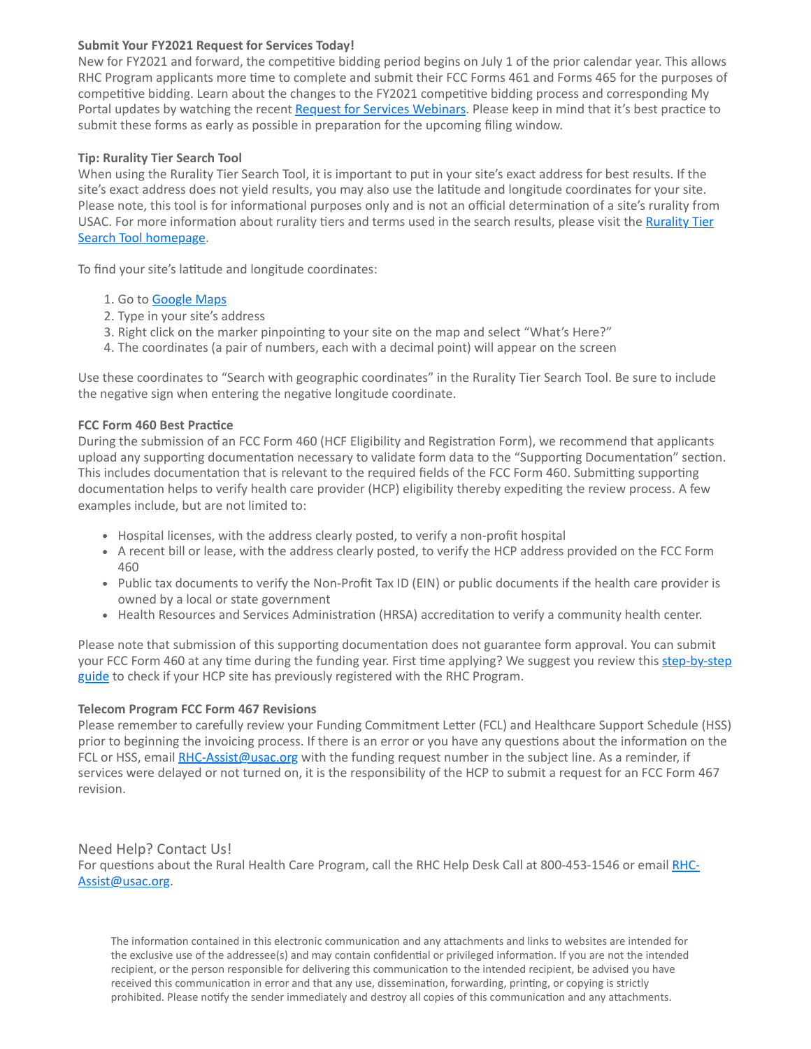**Submit Your FY2021 Request for Services Today!**

New for FY2021 and forward, the competitive bidding period begins on July 1 of the prior calendar year. This allows RHC Program applicants more time to complete and submit their FCC Forms 461 and Forms 465 for the purposes of competitive bidding. Learn about the changes to the FY2021 competitive bidding process and corresponding My Portal updates by watching the recent [Request for Services Webinars](). Please keep in mind that it's best practice to submit these forms as early as possible in preparation for the upcoming filing window.

**Tip: Rurality Tier Search Tool**

When using the Rurality Tier Search Tool, it is important to put in your site's exact address for best results. If the site's exact address does not yield results, you may also use the latitude and longitude coordinates for your site. Please note, this tool is for informational purposes only and is not an official determination of a site's rurality from USAC. For more information about rurality tiers and terms used in the search results, please visit the [Rurality Tier Search Tool homepage]().

To find your site's latitude and longitude coordinates:

1. Go to [Google Maps]()
2. Type in your site's address
3. Right click on the marker pinpointing to your site on the map and select "What's Here?"
4. The coordinates (a pair of numbers, each with a decimal point) will appear on the screen

Use these coordinates to "Search with geographic coordinates" in the Rurality Tier Search Tool. Be sure to include the negative sign when entering the negative longitude coordinate.

**FCC Form 460 Best Practice**

During the submission of an FCC Form 460 (HCF Eligibility and Registration Form), we recommend that applicants upload any supporting documentation necessary to validate form data to the "Supporting Documentation" section. This includes documentation that is relevant to the required fields of the FCC Form 460. Submitting supporting documentation helps to verify health care provider (HCP) eligibility thereby expediting the review process. A few examples include, but are not limited to:

- Hospital licenses, with the address clearly posted, to verify a non-profit hospital
- A recent bill or lease, with the address clearly posted, to verify the HCP address provided on the FCC Form 460
- Public tax documents to verify the Non-Profit Tax ID (EIN) or public documents if the health care provider is owned by a local or state government
- Health Resources and Services Administration (HRSA) accreditation to verify a community health center.

Please note that submission of this supporting documentation does not guarantee form approval. You can submit your FCC Form 460 at any time during the funding year. First time applying? We suggest you review this [step-by-step guide]() to check if your HCP site has previously registered with the RHC Program.

**Telecom Program FCC Form 467 Revisions**

Please remember to carefully review your Funding Commitment Letter (FCL) and Healthcare Support Schedule (HSS) prior to beginning the invoicing process. If there is an error or you have any questions about the information on the FCL or HSS, email [RHC-Assist@usac.org]() with the funding request number in the subject line. As a reminder, if services were delayed or not turned on, it is the responsibility of the HCP to submit a request for an FCC Form 467 revision.

## Need Help? Contact Us!

For questions about the Rural Health Care Program, call the RHC Help Desk Call at 800-453-1546 or email [RHC-Assist@usac.org]().

The information contained in this electronic communication and any attachments and links to websites are intended for the exclusive use of the addressee(s) and may contain confidential or privileged information. If you are not the intended recipient, or the person responsible for delivering this communication to the intended recipient, be advised you have received this communication in error and that any use, dissemination, forwarding, printing, or copying is strictly prohibited. Please notify the sender immediately and destroy all copies of this communication and any attachments.